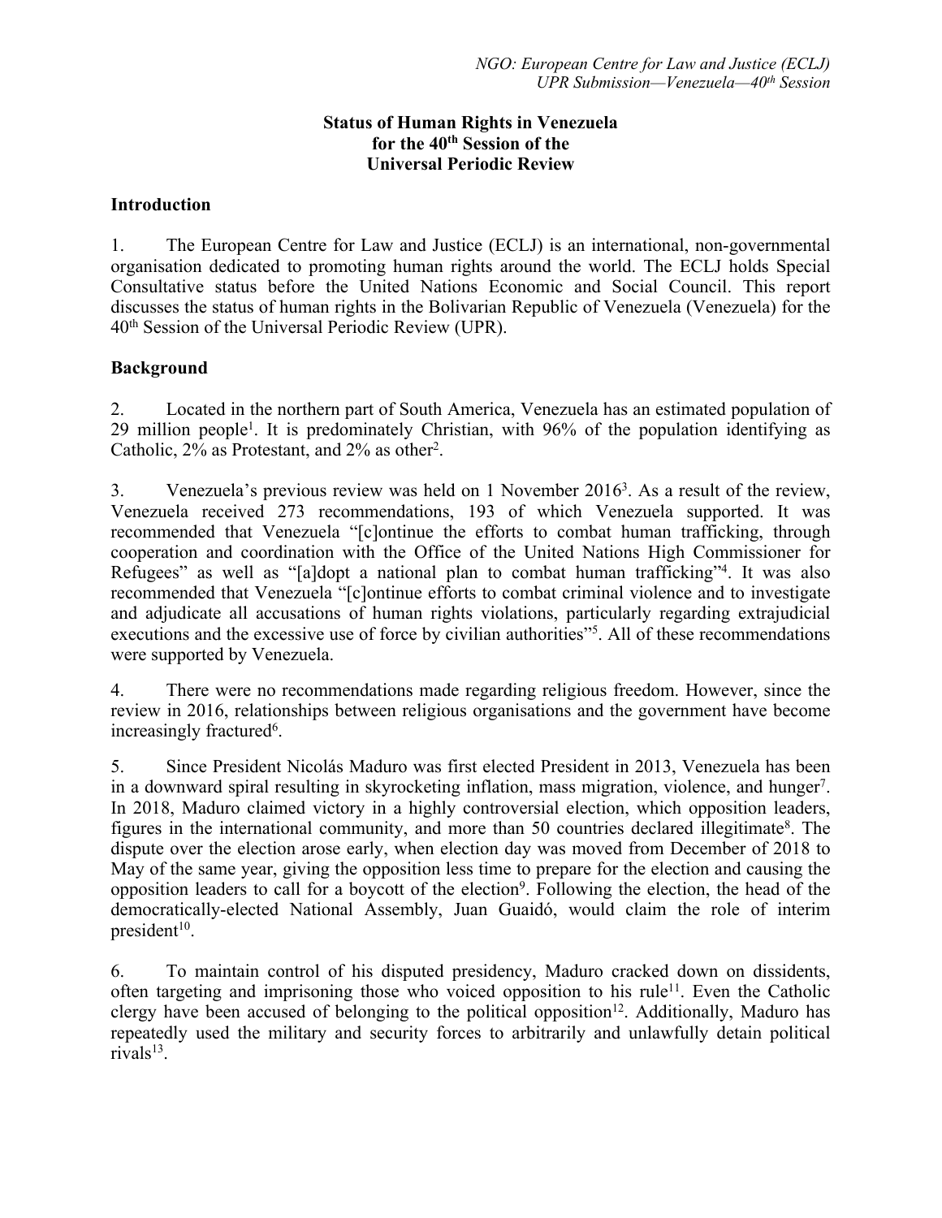# Status of Human Rights in Venezuela for the 40th Session of the Universal Periodic Review

## Introduction

1. The European Centre for Law and Justice (ECLJ) is an international, non-governmental organisation dedicated to promoting human rights around the world. The ECLJ holds Special Consultative status before the United Nations Economic and Social Council. This report discusses the status of human rights in the Bolivarian Republic of Venezuela (Venezuela) for the 40th Session of the Universal Periodic Review (UPR).

## Background

2. Located in the northern part of South America, Venezuela has an estimated population of 29 million people[1]. It is predominately Christian, with 96% of the population identifying as Catholic, 2% as Protestant, and 2% as other[2].

3. Venezuela's previous review was held on 1 November 2016[3]. As a result of the review, Venezuela received 273 recommendations, 193 of which Venezuela supported. It was recommended that Venezuela "[c]ontinue the efforts to combat human trafficking, through cooperation and coordination with the Office of the United Nations High Commissioner for Refugees" as well as "[a]dopt a national plan to combat human trafficking"[4]. It was also recommended that Venezuela "[c]ontinue efforts to combat criminal violence and to investigate and adjudicate all accusations of human rights violations, particularly regarding extrajudicial executions and the excessive use of force by civilian authorities"[5]. All of these recommendations were supported by Venezuela.

4. There were no recommendations made regarding religious freedom. However, since the review in 2016, relationships between religious organisations and the government have become increasingly fractured[6].

5. Since President Nicolás Maduro was first elected President in 2013, Venezuela has been in a downward spiral resulting in skyrocketing inflation, mass migration, violence, and hunger[7]. In 2018, Maduro claimed victory in a highly controversial election, which opposition leaders, figures in the international community, and more than 50 countries declared illegitimate[8]. The dispute over the election arose early, when election day was moved from December of 2018 to May of the same year, giving the opposition less time to prepare for the election and causing the opposition leaders to call for a boycott of the election[9]. Following the election, the head of the democratically-elected National Assembly, Juan Guaidó, would claim the role of interim president[10].

6. To maintain control of his disputed presidency, Maduro cracked down on dissidents, often targeting and imprisoning those who voiced opposition to his rule[11]. Even the Catholic clergy have been accused of belonging to the political opposition[12]. Additionally, Maduro has repeatedly used the military and security forces to arbitrarily and unlawfully detain political rivals[13].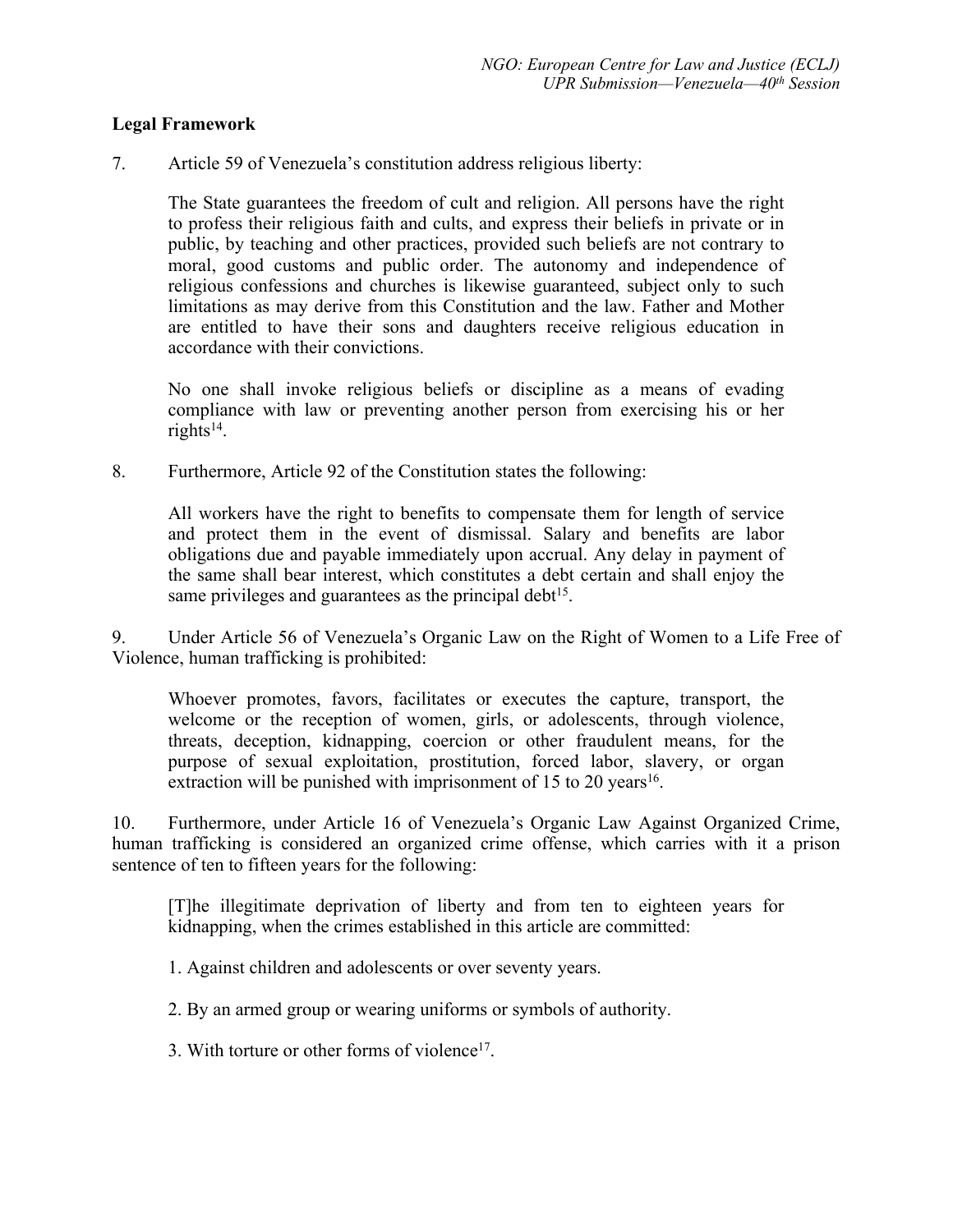**Legal Framework**

7. Article 59 of Venezuela's constitution address religious liberty:

> The State guarantees the freedom of cult and religion. All persons have the right to profess their religious faith and cults, and express their beliefs in private or in public, by teaching and other practices, provided such beliefs are not contrary to moral, good customs and public order. The autonomy and independence of religious confessions and churches is likewise guaranteed, subject only to such limitations as may derive from this Constitution and the law. Father and Mother are entitled to have their sons and daughters receive religious education in accordance with their convictions.
>
> No one shall invoke religious beliefs or discipline as a means of evading compliance with law or preventing another person from exercising his or her rights[14].

8. Furthermore, Article 92 of the Constitution states the following:

> All workers have the right to benefits to compensate them for length of service and protect them in the event of dismissal. Salary and benefits are labor obligations due and payable immediately upon accrual. Any delay in payment of the same shall bear interest, which constitutes a debt certain and shall enjoy the same privileges and guarantees as the principal debt[15].

9. Under Article 56 of Venezuela's Organic Law on the Right of Women to a Life Free of Violence, human trafficking is prohibited:

> Whoever promotes, favors, facilitates or executes the capture, transport, the welcome or the reception of women, girls, or adolescents, through violence, threats, deception, kidnapping, coercion or other fraudulent means, for the purpose of sexual exploitation, prostitution, forced labor, slavery, or organ extraction will be punished with imprisonment of 15 to 20 years[16].

10. Furthermore, under Article 16 of Venezuela's Organic Law Against Organized Crime, human trafficking is considered an organized crime offense, which carries with it a prison sentence of ten to fifteen years for the following:

> [T]he illegitimate deprivation of liberty and from ten to eighteen years for kidnapping, when the crimes established in this article are committed:
>
> 1. Against children and adolescents or over seventy years.
>
> 2. By an armed group or wearing uniforms or symbols of authority.
>
> 3. With torture or other forms of violence[17].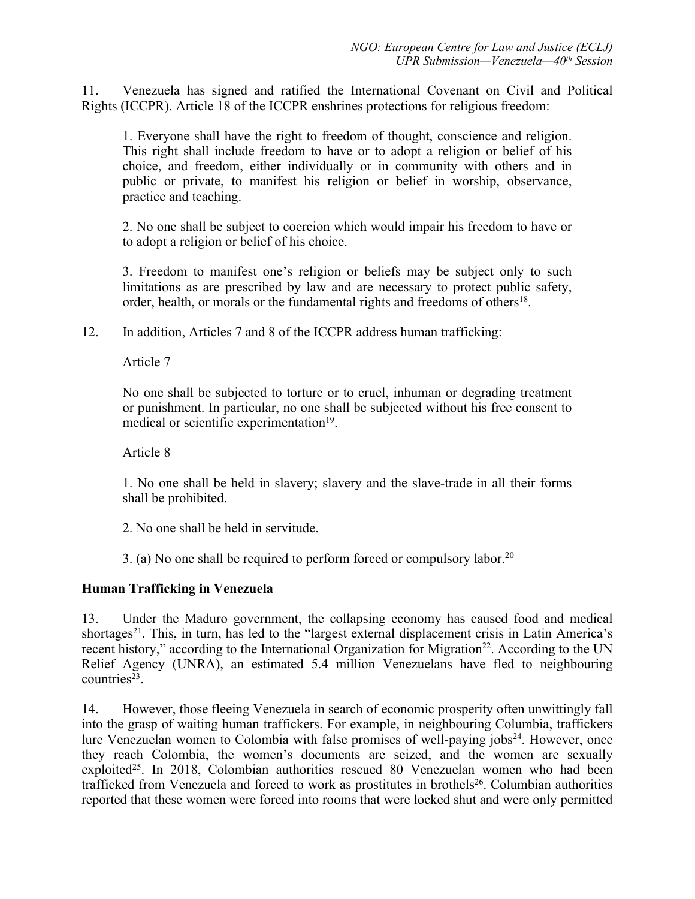11. Venezuela has signed and ratified the International Covenant on Civil and Political Rights (ICCPR). Article 18 of the ICCPR enshrines protections for religious freedom:

> 1. Everyone shall have the right to freedom of thought, conscience and religion. This right shall include freedom to have or to adopt a religion or belief of his choice, and freedom, either individually or in community with others and in public or private, to manifest his religion or belief in worship, observance, practice and teaching.
>
> 2. No one shall be subject to coercion which would impair his freedom to have or to adopt a religion or belief of his choice.
>
> 3. Freedom to manifest one's religion or beliefs may be subject only to such limitations as are prescribed by law and are necessary to protect public safety, order, health, or morals or the fundamental rights and freedoms of others[18].

12. In addition, Articles 7 and 8 of the ICCPR address human trafficking:

> Article 7
>
> No one shall be subjected to torture or to cruel, inhuman or degrading treatment or punishment. In particular, no one shall be subjected without his free consent to medical or scientific experimentation[19].
>
> Article 8
>
> 1. No one shall be held in slavery; slavery and the slave-trade in all their forms shall be prohibited.
>
> 2. No one shall be held in servitude.
>
> 3. (a) No one shall be required to perform forced or compulsory labor.[20]

**Human Trafficking in Venezuela**

13. Under the Maduro government, the collapsing economy has caused food and medical shortages[21]. This, in turn, has led to the "largest external displacement crisis in Latin America's recent history," according to the International Organization for Migration[22]. According to the UN Relief Agency (UNRA), an estimated 5.4 million Venezuelans have fled to neighbouring countries[23].

14. However, those fleeing Venezuela in search of economic prosperity often unwittingly fall into the grasp of waiting human traffickers. For example, in neighbouring Columbia, traffickers lure Venezuelan women to Colombia with false promises of well-paying jobs[24]. However, once they reach Colombia, the women's documents are seized, and the women are sexually exploited[25]. In 2018, Colombian authorities rescued 80 Venezuelan women who had been trafficked from Venezuela and forced to work as prostitutes in brothels[26]. Columbian authorities reported that these women were forced into rooms that were locked shut and were only permitted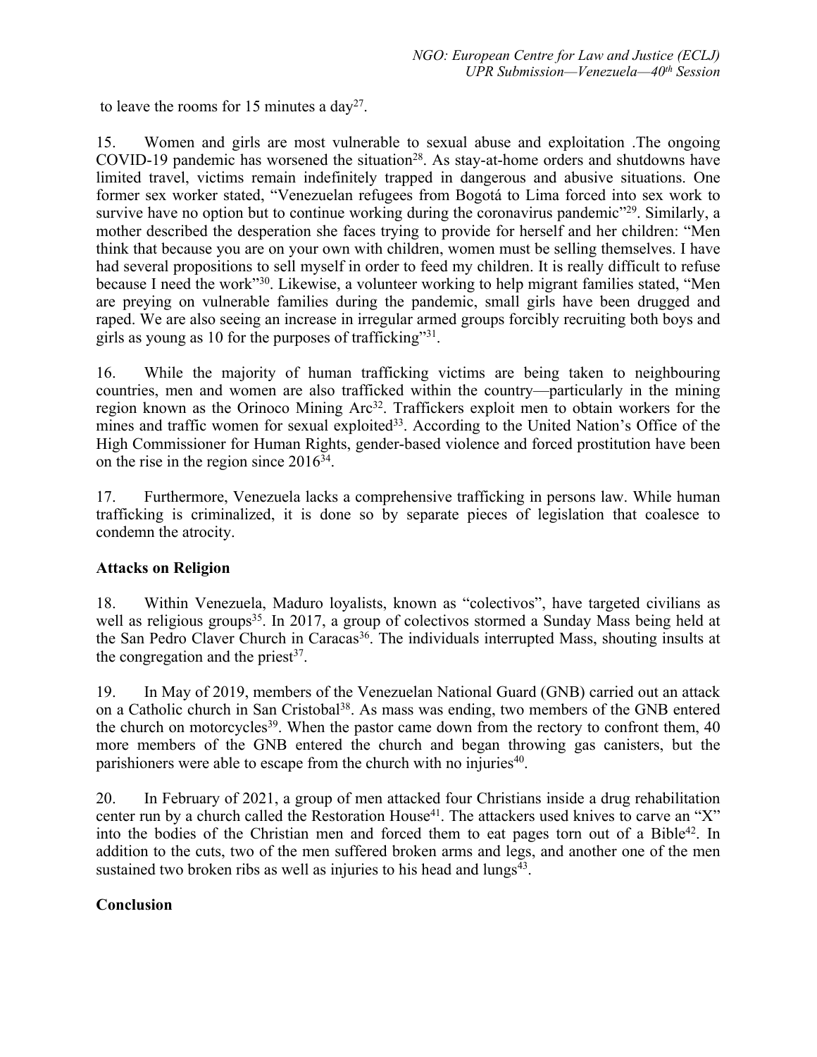to leave the rooms for 15 minutes a day[27].

15. Women and girls are most vulnerable to sexual abuse and exploitation .The ongoing COVID-19 pandemic has worsened the situation[28]. As stay-at-home orders and shutdowns have limited travel, victims remain indefinitely trapped in dangerous and abusive situations. One former sex worker stated, "Venezuelan refugees from Bogotá to Lima forced into sex work to survive have no option but to continue working during the coronavirus pandemic"[29]. Similarly, a mother described the desperation she faces trying to provide for herself and her children: "Men think that because you are on your own with children, women must be selling themselves. I have had several propositions to sell myself in order to feed my children. It is really difficult to refuse because I need the work"[30]. Likewise, a volunteer working to help migrant families stated, "Men are preying on vulnerable families during the pandemic, small girls have been drugged and raped. We are also seeing an increase in irregular armed groups forcibly recruiting both boys and girls as young as 10 for the purposes of trafficking"[31].

16. While the majority of human trafficking victims are being taken to neighbouring countries, men and women are also trafficked within the country—particularly in the mining region known as the Orinoco Mining Arc[32]. Traffickers exploit men to obtain workers for the mines and traffic women for sexual exploited[33]. According to the United Nation's Office of the High Commissioner for Human Rights, gender-based violence and forced prostitution have been on the rise in the region since 2016[34].

17. Furthermore, Venezuela lacks a comprehensive trafficking in persons law. While human trafficking is criminalized, it is done so by separate pieces of legislation that coalesce to condemn the atrocity.

## Attacks on Religion

18. Within Venezuela, Maduro loyalists, known as "colectivos", have targeted civilians as well as religious groups[35]. In 2017, a group of colectivos stormed a Sunday Mass being held at the San Pedro Claver Church in Caracas[36]. The individuals interrupted Mass, shouting insults at the congregation and the priest[37].

19. In May of 2019, members of the Venezuelan National Guard (GNB) carried out an attack on a Catholic church in San Cristobal[38]. As mass was ending, two members of the GNB entered the church on motorcycles[39]. When the pastor came down from the rectory to confront them, 40 more members of the GNB entered the church and began throwing gas canisters, but the parishioners were able to escape from the church with no injuries[40].

20. In February of 2021, a group of men attacked four Christians inside a drug rehabilitation center run by a church called the Restoration House[41]. The attackers used knives to carve an "X" into the bodies of the Christian men and forced them to eat pages torn out of a Bible[42]. In addition to the cuts, two of the men suffered broken arms and legs, and another one of the men sustained two broken ribs as well as injuries to his head and lungs[43].

## Conclusion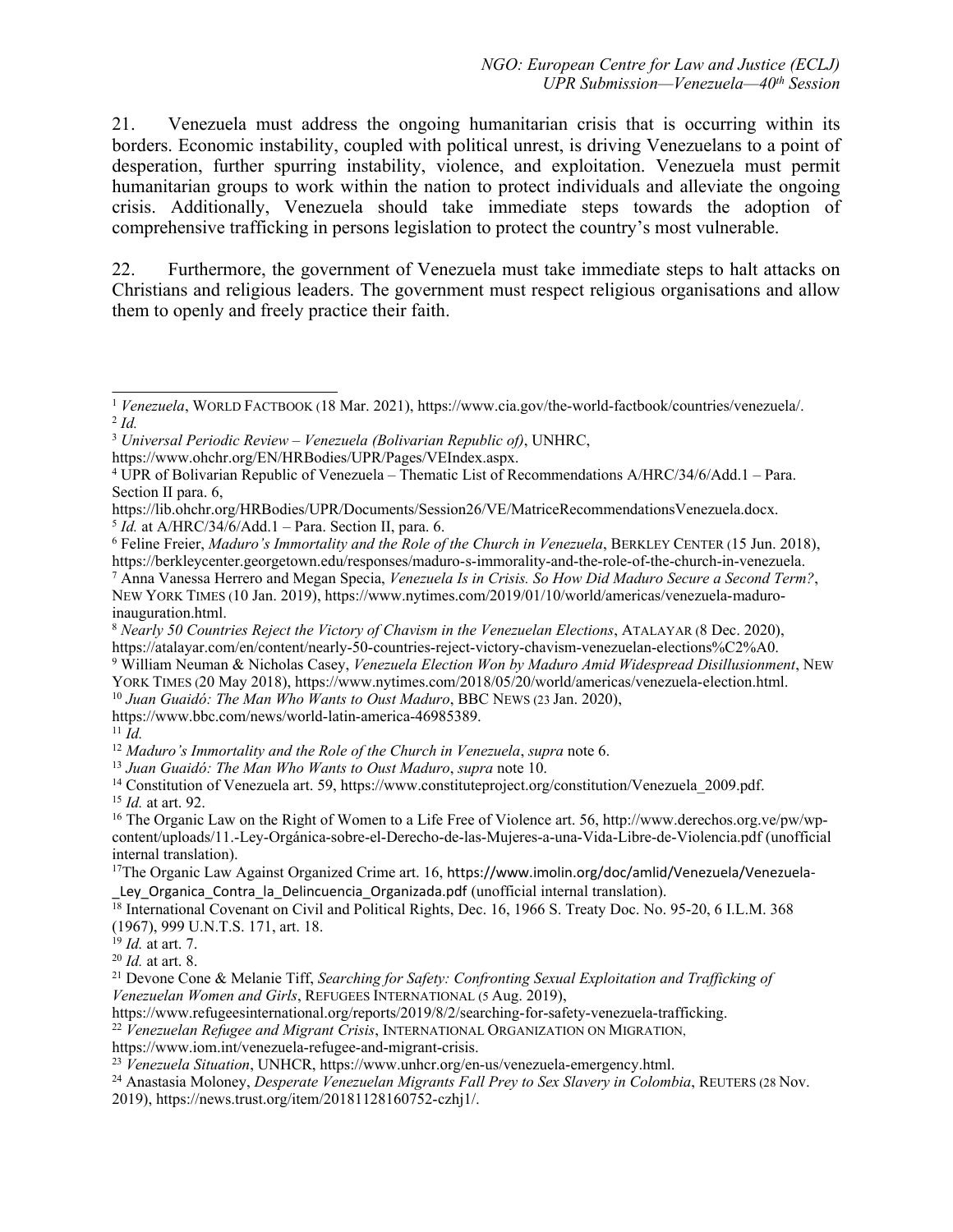21. Venezuela must address the ongoing humanitarian crisis that is occurring within its borders. Economic instability, coupled with political unrest, is driving Venezuelans to a point of desperation, further spurring instability, violence, and exploitation. Venezuela must permit humanitarian groups to work within the nation to protect individuals and alleviate the ongoing crisis. Additionally, Venezuela should take immediate steps towards the adoption of comprehensive trafficking in persons legislation to protect the country's most vulnerable.

22. Furthermore, the government of Venezuela must take immediate steps to halt attacks on Christians and religious leaders. The government must respect religious organisations and allow them to openly and freely practice their faith.

---

[1] *Venezuela*, WORLD FACTBOOK (18 Mar. 2021), https://www.cia.gov/the-world-factbook/countries/venezuela/.

[2] *Id.*

[3] *Universal Periodic Review – Venezuela (Bolivarian Republic of)*, UNHRC, https://www.ohchr.org/EN/HRBodies/UPR/Pages/VEIndex.aspx.

[4] UPR of Bolivarian Republic of Venezuela – Thematic List of Recommendations A/HRC/34/6/Add.1 – Para. Section II para. 6, https://lib.ohchr.org/HRBodies/UPR/Documents/Session26/VE/MatriceRecommendationsVenezuela.docx.

[5] *Id.* at A/HRC/34/6/Add.1 – Para. Section II, para. 6.

[6] Feline Freier, *Maduro's Immortality and the Role of the Church in Venezuela*, BERKLEY CENTER (15 Jun. 2018), https://berkleycenter.georgetown.edu/responses/maduro-s-immorality-and-the-role-of-the-church-in-venezuela.

[7] Anna Vanessa Herrero and Megan Specia, *Venezuela Is in Crisis. So How Did Maduro Secure a Second Term?*, NEW YORK TIMES (10 Jan. 2019), https://www.nytimes.com/2019/01/10/world/americas/venezuela-maduro-inauguration.html.

[8] *Nearly 50 Countries Reject the Victory of Chavism in the Venezuelan Elections*, ATALAYAR (8 Dec. 2020), https://atalayar.com/en/content/nearly-50-countries-reject-victory-chavism-venezuelan-elections%C2%A0.

[9] William Neuman & Nicholas Casey, *Venezuela Election Won by Maduro Amid Widespread Disillusionment*, NEW YORK TIMES (20 May 2018), https://www.nytimes.com/2018/05/20/world/americas/venezuela-election.html.

[10] *Juan Guaidó: The Man Who Wants to Oust Maduro*, BBC NEWS (23 Jan. 2020), https://www.bbc.com/news/world-latin-america-46985389.

[11] *Id.*

[12] *Maduro's Immortality and the Role of the Church in Venezuela*, *supra* note 6.

[13] *Juan Guaidó: The Man Who Wants to Oust Maduro*, *supra* note 10.

[14] Constitution of Venezuela art. 59, https://www.constituteproject.org/constitution/Venezuela_2009.pdf.

[15] *Id.* at art. 92.

[16] The Organic Law on the Right of Women to a Life Free of Violence art. 56, http://www.derechos.org.ve/pw/wp-content/uploads/11.-Ley-Orgánica-sobre-el-Derecho-de-las-Mujeres-a-una-Vida-Libre-de-Violencia.pdf (unofficial internal translation).

[17] The Organic Law Against Organized Crime art. 16, https://www.imolin.org/doc/amlid/Venezuela/Venezuela-_Ley_Organica_Contra_la_Delincuencia_Organizada.pdf (unofficial internal translation).

[18] International Covenant on Civil and Political Rights, Dec. 16, 1966 S. Treaty Doc. No. 95-20, 6 I.L.M. 368 (1967), 999 U.N.T.S. 171, art. 18.

[19] *Id.* at art. 7.

[20] *Id.* at art. 8.

[21] Devone Cone & Melanie Tiff, *Searching for Safety: Confronting Sexual Exploitation and Trafficking of Venezuelan Women and Girls*, REFUGEES INTERNATIONAL (5 Aug. 2019), https://www.refugeesinternational.org/reports/2019/8/2/searching-for-safety-venezuela-trafficking.

[22] *Venezuelan Refugee and Migrant Crisis*, INTERNATIONAL ORGANIZATION ON MIGRATION, https://www.iom.int/venezuela-refugee-and-migrant-crisis.

[23] *Venezuela Situation*, UNHCR, https://www.unhcr.org/en-us/venezuela-emergency.html.

[24] Anastasia Moloney, *Desperate Venezuelan Migrants Fall Prey to Sex Slavery in Colombia*, REUTERS (28 Nov. 2019), https://news.trust.org/item/20181128160752-czhj1/.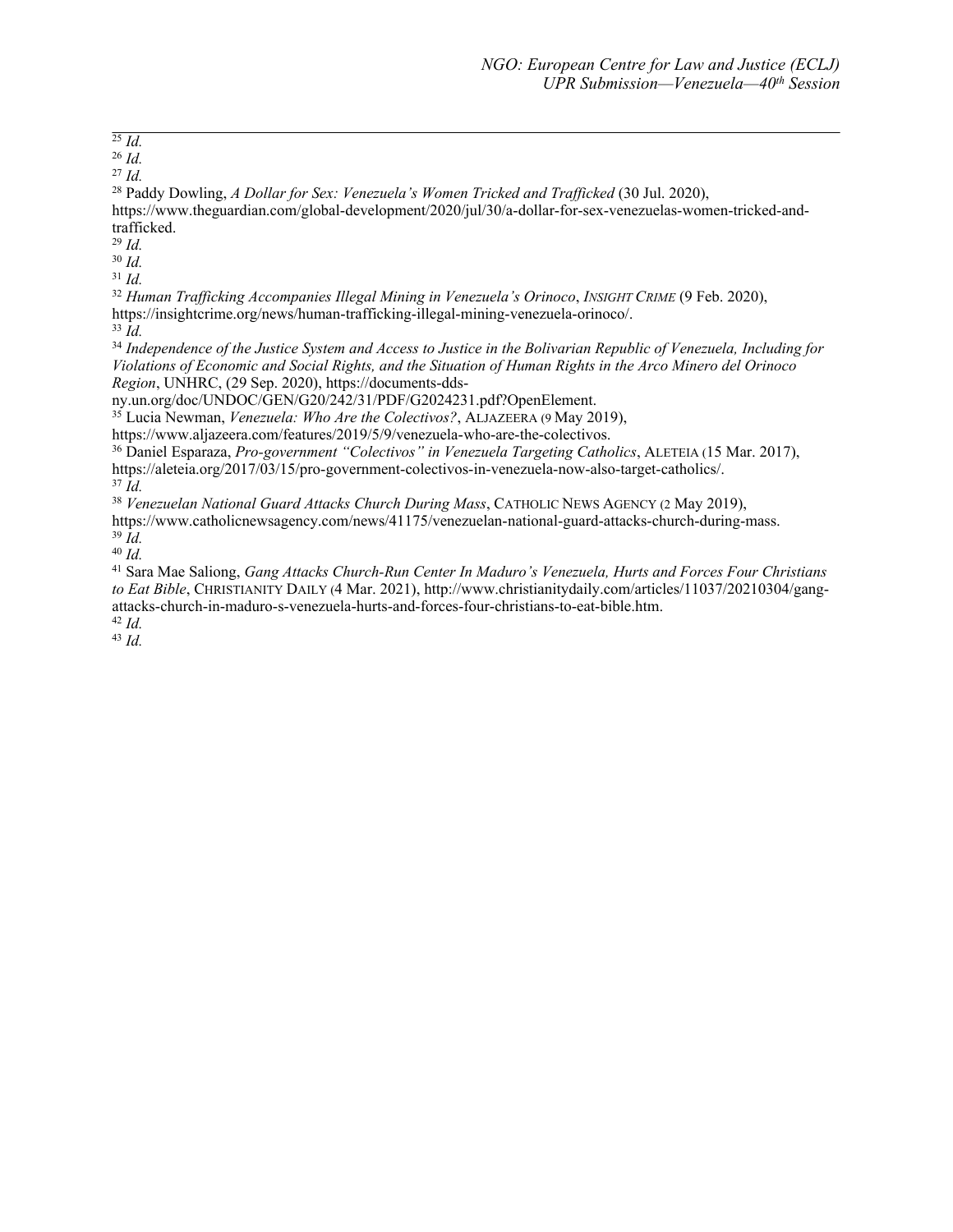[25] *Id.*

[26] *Id.*

[27] *Id.*

[28] Paddy Dowling, *A Dollar for Sex: Venezuela's Women Tricked and Trafficked* (30 Jul. 2020), https://www.theguardian.com/global-development/2020/jul/30/a-dollar-for-sex-venezuelas-women-tricked-and-trafficked.

[29] *Id.*

[30] *Id.*

[31] *Id.*

[32] *Human Trafficking Accompanies Illegal Mining in Venezuela's Orinoco*, *INSIGHT CRIME* (9 Feb. 2020), https://insightcrime.org/news/human-trafficking-illegal-mining-venezuela-orinoco/.

[33] *Id.*

[34] *Independence of the Justice System and Access to Justice in the Bolivarian Republic of Venezuela, Including for Violations of Economic and Social Rights, and the Situation of Human Rights in the Arco Minero del Orinoco Region*, UNHRC, (29 Sep. 2020), https://documents-dds-ny.un.org/doc/UNDOC/GEN/G20/242/31/PDF/G2024231.pdf?OpenElement.

[35] Lucia Newman, *Venezuela: Who Are the Colectivos?*, ALJAZEERA (9 May 2019), https://www.aljazeera.com/features/2019/5/9/venezuela-who-are-the-colectivos.

[36] Daniel Esparaza, *Pro-government "Colectivos" in Venezuela Targeting Catholics*, ALETEIA (15 Mar. 2017), https://aleteia.org/2017/03/15/pro-government-colectivos-in-venezuela-now-also-target-catholics/.

[37] *Id.*

[38] *Venezuelan National Guard Attacks Church During Mass*, CATHOLIC NEWS AGENCY (2 May 2019), https://www.catholicnewsagency.com/news/41175/venezuelan-national-guard-attacks-church-during-mass.

[39] *Id.*

[40] *Id.*

[41] Sara Mae Saliong, *Gang Attacks Church-Run Center In Maduro's Venezuela, Hurts and Forces Four Christians to Eat Bible*, CHRISTIANITY DAILY (4 Mar. 2021), http://www.christianitydaily.com/articles/11037/20210304/gang-attacks-church-in-maduro-s-venezuela-hurts-and-forces-four-christians-to-eat-bible.htm.

[42] *Id.*

[43] *Id.*